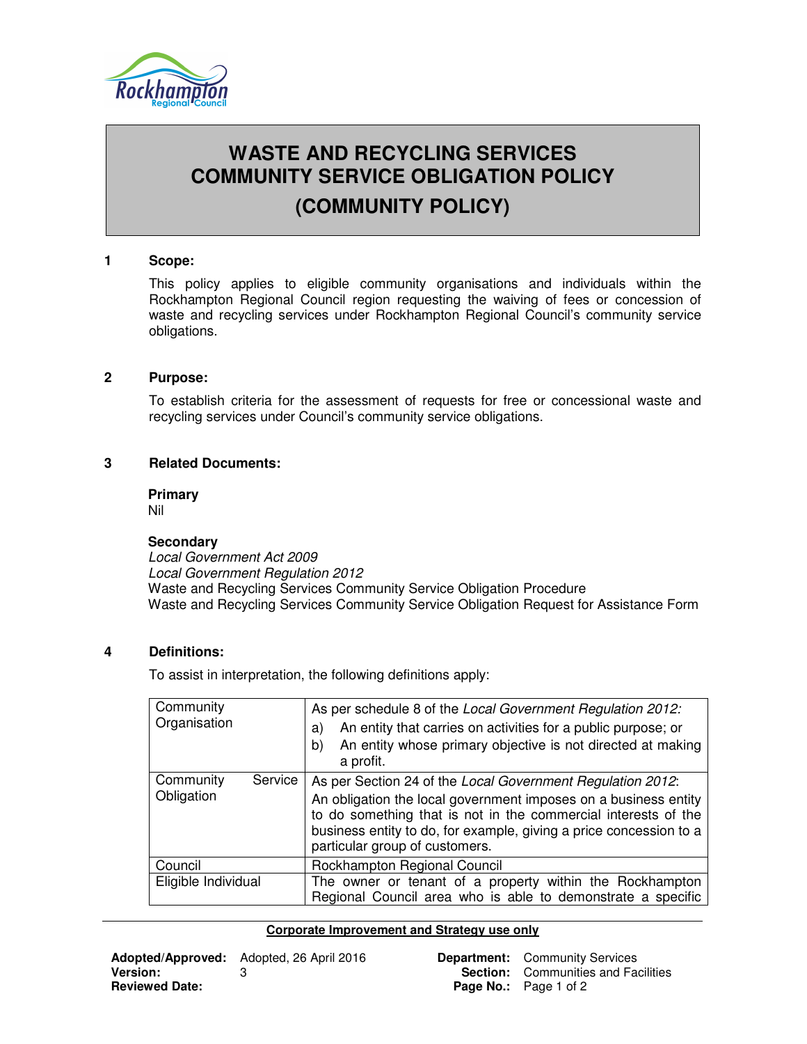# WASTE AND RECYCLING SERVICES COMMUNITY SERVICE OBLIGATION POLICY

# (COMMUNITY POLICY)

## 1 Scope:

This policy applies to eligible community organisations and individuals within the Rockhampton Regional Council region requesting the waiving of fees or concession of waste and recycling services under Rockhampton Regional Council's community service obligations.

## 2 Purpose:

To establish criteria for the assessment of requests for free or concessional waste and recycling services under Council's community service obligations.

## 3 Related Documents:

**Primary**

Nil

**Secondary**

*Local Government Act 2009*
*Local Government Regulation 2012*
Waste and Recycling Services Community Service Obligation Procedure
Waste and Recycling Services Community Service Obligation Request for Assistance Form

## 4 Definitions:

To assist in interpretation, the following definitions apply:

| | |
|---|---|
| Community Organisation | As per schedule 8 of the *Local Government Regulation 2012:*<br>a) An entity that carries on activities for a public purpose; or<br>b) An entity whose primary objective is not directed at making a profit. |
| Community Service Obligation | As per Section 24 of the *Local Government Regulation 2012*:<br>An obligation the local government imposes on a business entity to do something that is not in the commercial interests of the business entity to do, for example, giving a price concession to a particular group of customers. |
| Council | Rockhampton Regional Council |
| Eligible Individual | The owner or tenant of a property within the Rockhampton Regional Council area who is able to demonstrate a specific |

**Corporate Improvement and Strategy use only**

| | | | |
|---|---|---|---|
| **Adopted/Approved:** | Adopted, 26 April 2016 | **Department:** | Community Services |
| **Version:** | 3 | **Section:** | Communities and Facilities |
| **Reviewed Date:** | | **Page No.:** | Page 1 of 2 |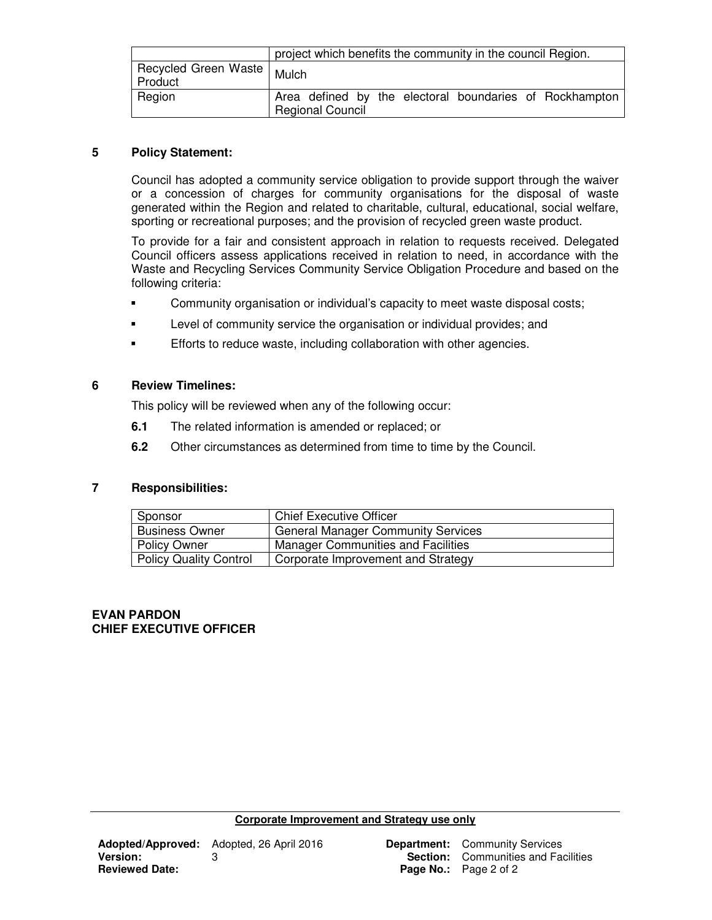| | |
|---|---|
| | project which benefits the community in the council Region. |
| Recycled Green Waste Product | Mulch |
| Region | Area defined by the electoral boundaries of Rockhampton Regional Council |

## 5 Policy Statement:

Council has adopted a community service obligation to provide support through the waiver or a concession of charges for community organisations for the disposal of waste generated within the Region and related to charitable, cultural, educational, social welfare, sporting or recreational purposes; and the provision of recycled green waste product.

To provide for a fair and consistent approach in relation to requests received. Delegated Council officers assess applications received in relation to need, in accordance with the Waste and Recycling Services Community Service Obligation Procedure and based on the following criteria:

- Community organisation or individual's capacity to meet waste disposal costs;
- Level of community service the organisation or individual provides; and
- Efforts to reduce waste, including collaboration with other agencies.

## 6 Review Timelines:

This policy will be reviewed when any of the following occur:

**6.1** The related information is amended or replaced; or

**6.2** Other circumstances as determined from time to time by the Council.

## 7 Responsibilities:

| | |
|---|---|
| Sponsor | Chief Executive Officer |
| Business Owner | General Manager Community Services |
| Policy Owner | Manager Communities and Facilities |
| Policy Quality Control | Corporate Improvement and Strategy |

**EVAN PARDON**
**CHIEF EXECUTIVE OFFICER**

**Corporate Improvement and Strategy use only**

| | | | |
|---|---|---|---|
| **Adopted/Approved:** | Adopted, 26 April 2016 | **Department:** | Community Services |
| **Version:** | 3 | **Section:** | Communities and Facilities |
| **Reviewed Date:** | | **Page No.:** | Page 2 of 2 |